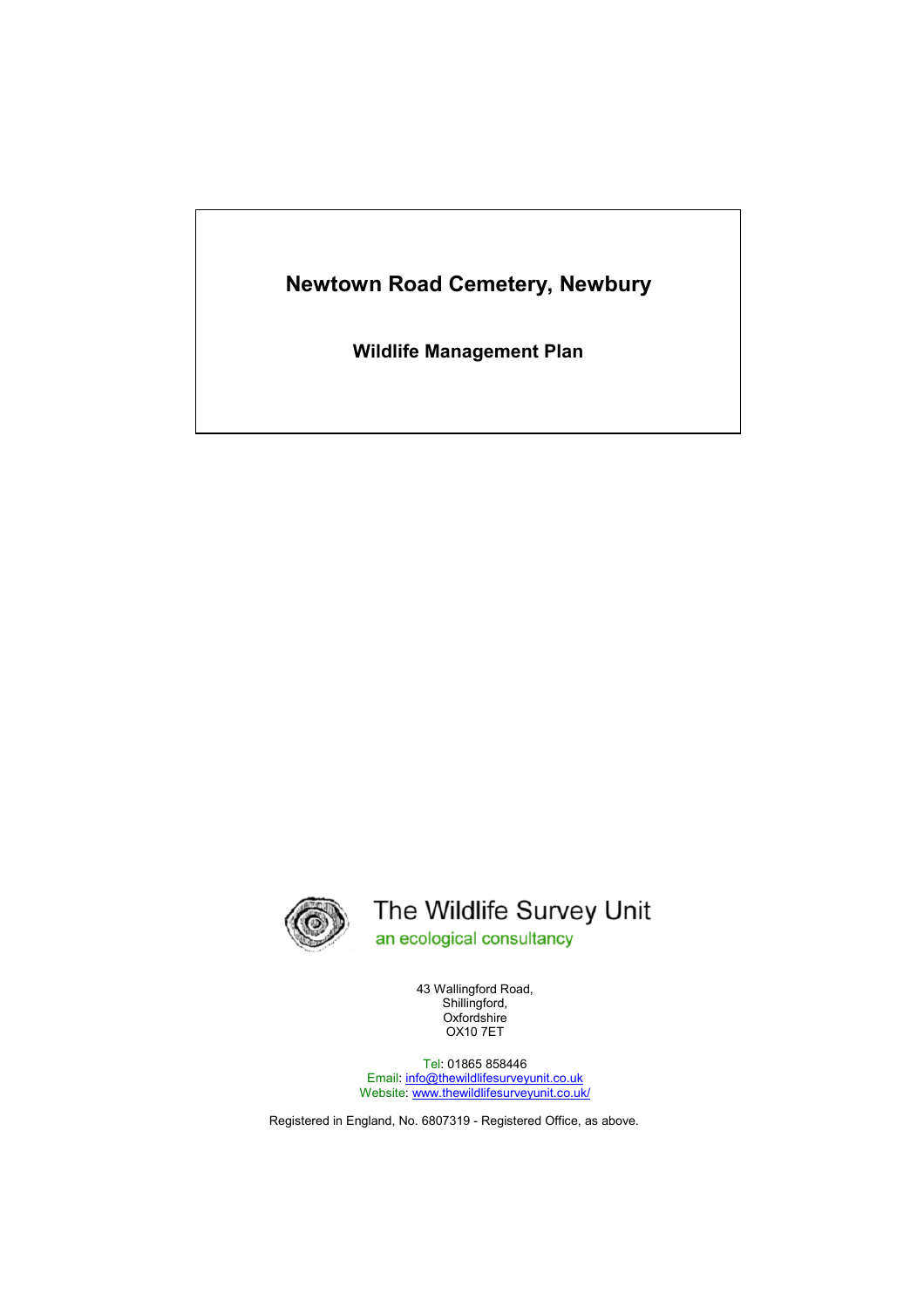# Newtown Road Cemetery, Newbury

## Wildlife Management Plan

The Wildlife Survey Unit

an ecological consultancy

43 Wallingford Road,
Shillingford,
Oxfordshire
OX10 7ET

Tel: 01865 858446
Email: info@thewildlifesurveyunit.co.uk
Website: www.thewildlifesurveyunit.co.uk/

Registered in England, No. 6807319 - Registered Office, as above.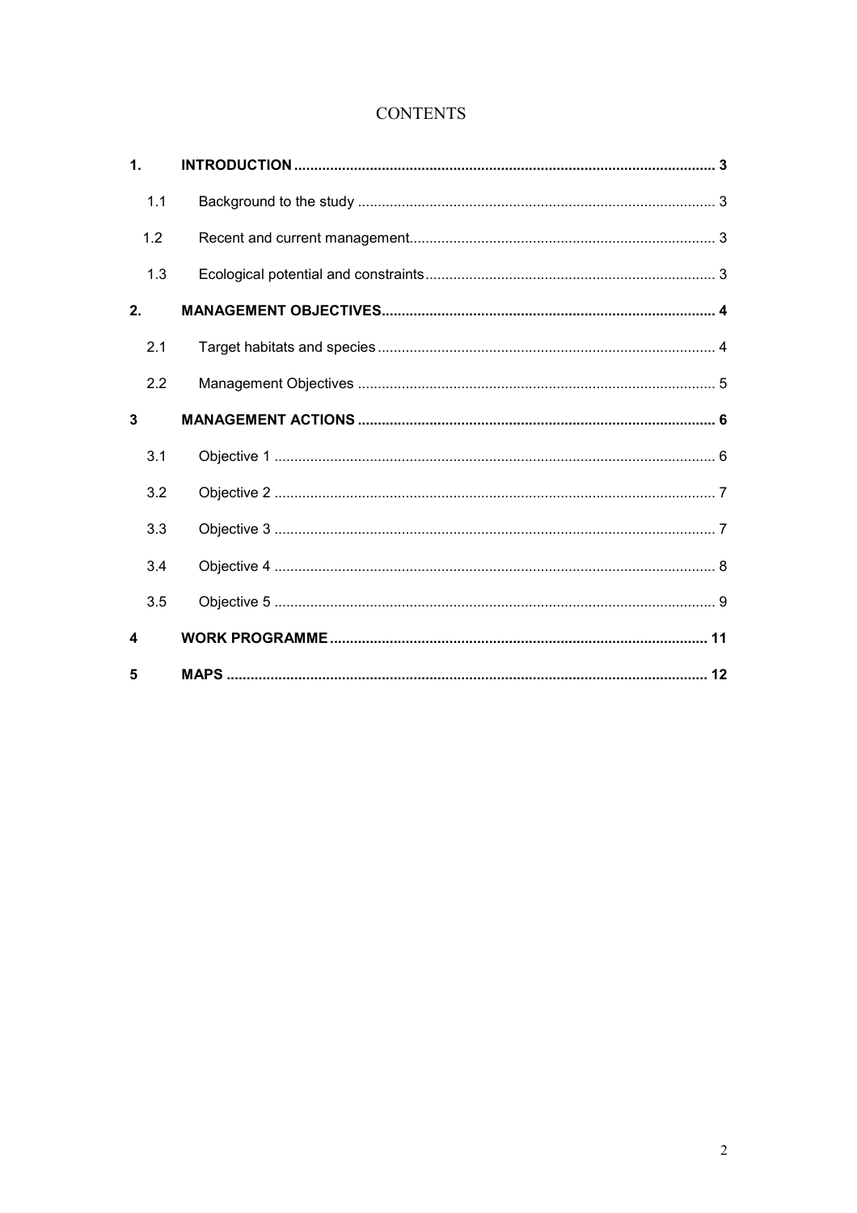# CONTENTS

| | | |
|---|---|---|
| **1.** | **INTRODUCTION** | **3** |
| 1.1 | Background to the study | 3 |
| 1.2 | Recent and current management | 3 |
| 1.3 | Ecological potential and constraints | 3 |
| **2.** | **MANAGEMENT OBJECTIVES** | **4** |
| 2.1 | Target habitats and species | 4 |
| 2.2 | Management Objectives | 5 |
| **3** | **MANAGEMENT ACTIONS** | **6** |
| 3.1 | Objective 1 | 6 |
| 3.2 | Objective 2 | 7 |
| 3.3 | Objective 3 | 7 |
| 3.4 | Objective 4 | 8 |
| 3.5 | Objective 5 | 9 |
| **4** | **WORK PROGRAMME** | **11** |
| **5** | **MAPS** | **12** |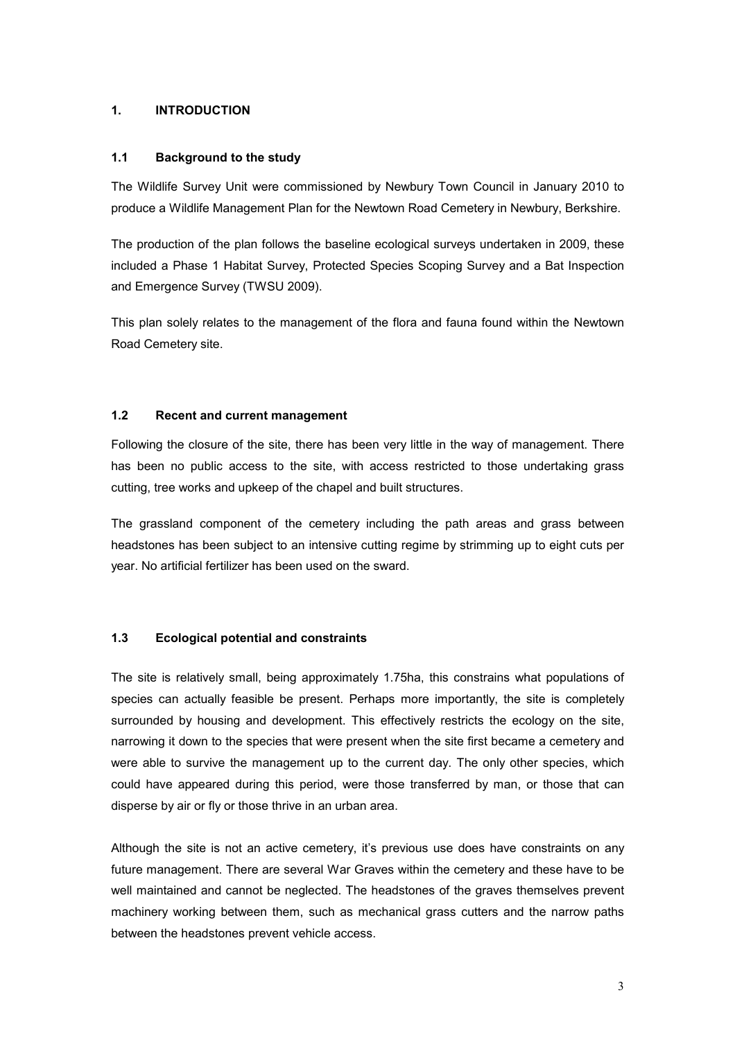## 1. INTRODUCTION

### 1.1 Background to the study

The Wildlife Survey Unit were commissioned by Newbury Town Council in January 2010 to produce a Wildlife Management Plan for the Newtown Road Cemetery in Newbury, Berkshire.

The production of the plan follows the baseline ecological surveys undertaken in 2009, these included a Phase 1 Habitat Survey, Protected Species Scoping Survey and a Bat Inspection and Emergence Survey (TWSU 2009).

This plan solely relates to the management of the flora and fauna found within the Newtown Road Cemetery site.

### 1.2 Recent and current management

Following the closure of the site, there has been very little in the way of management. There has been no public access to the site, with access restricted to those undertaking grass cutting, tree works and upkeep of the chapel and built structures.

The grassland component of the cemetery including the path areas and grass between headstones has been subject to an intensive cutting regime by strimming up to eight cuts per year. No artificial fertilizer has been used on the sward.

### 1.3 Ecological potential and constraints

The site is relatively small, being approximately 1.75ha, this constrains what populations of species can actually feasible be present. Perhaps more importantly, the site is completely surrounded by housing and development. This effectively restricts the ecology on the site, narrowing it down to the species that were present when the site first became a cemetery and were able to survive the management up to the current day. The only other species, which could have appeared during this period, were those transferred by man, or those that can disperse by air or fly or those thrive in an urban area.

Although the site is not an active cemetery, it's previous use does have constraints on any future management. There are several War Graves within the cemetery and these have to be well maintained and cannot be neglected. The headstones of the graves themselves prevent machinery working between them, such as mechanical grass cutters and the narrow paths between the headstones prevent vehicle access.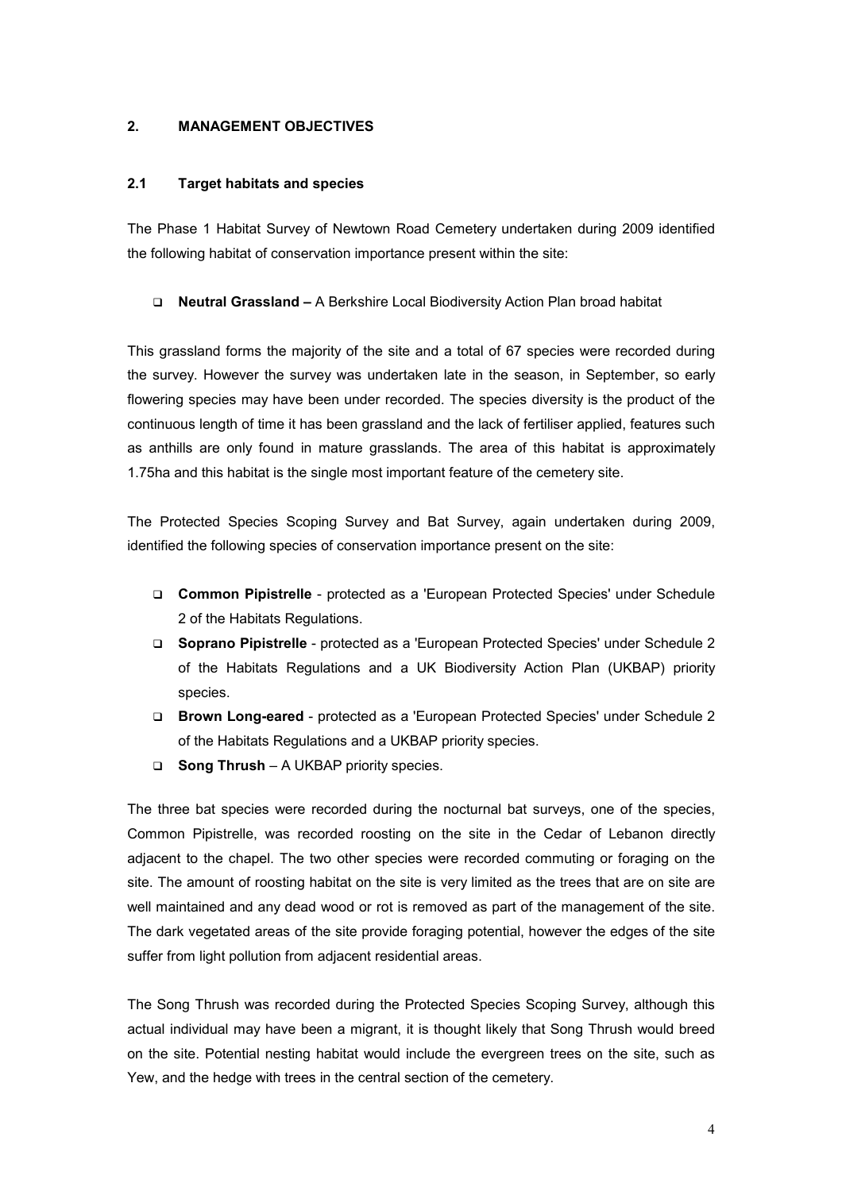## 2. MANAGEMENT OBJECTIVES

### 2.1 Target habitats and species

The Phase 1 Habitat Survey of Newtown Road Cemetery undertaken during 2009 identified the following habitat of conservation importance present within the site:

- **Neutral Grassland –** A Berkshire Local Biodiversity Action Plan broad habitat

This grassland forms the majority of the site and a total of 67 species were recorded during the survey. However the survey was undertaken late in the season, in September, so early flowering species may have been under recorded. The species diversity is the product of the continuous length of time it has been grassland and the lack of fertiliser applied, features such as anthills are only found in mature grasslands. The area of this habitat is approximately 1.75ha and this habitat is the single most important feature of the cemetery site.

The Protected Species Scoping Survey and Bat Survey, again undertaken during 2009, identified the following species of conservation importance present on the site:

- **Common Pipistrelle** - protected as a 'European Protected Species' under Schedule 2 of the Habitats Regulations.
- **Soprano Pipistrelle** - protected as a 'European Protected Species' under Schedule 2 of the Habitats Regulations and a UK Biodiversity Action Plan (UKBAP) priority species.
- **Brown Long-eared** - protected as a 'European Protected Species' under Schedule 2 of the Habitats Regulations and a UKBAP priority species.
- **Song Thrush** – A UKBAP priority species.

The three bat species were recorded during the nocturnal bat surveys, one of the species, Common Pipistrelle, was recorded roosting on the site in the Cedar of Lebanon directly adjacent to the chapel. The two other species were recorded commuting or foraging on the site. The amount of roosting habitat on the site is very limited as the trees that are on site are well maintained and any dead wood or rot is removed as part of the management of the site. The dark vegetated areas of the site provide foraging potential, however the edges of the site suffer from light pollution from adjacent residential areas.

The Song Thrush was recorded during the Protected Species Scoping Survey, although this actual individual may have been a migrant, it is thought likely that Song Thrush would breed on the site. Potential nesting habitat would include the evergreen trees on the site, such as Yew, and the hedge with trees in the central section of the cemetery.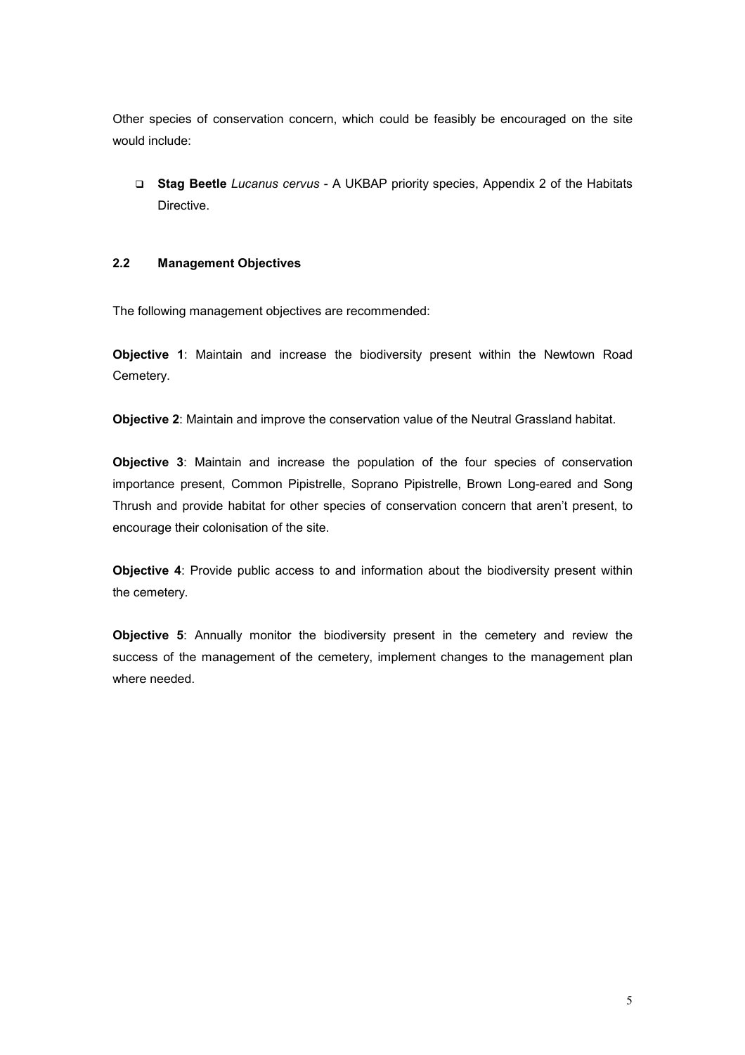Other species of conservation concern, which could be feasibly be encouraged on the site would include:

- **Stag Beetle** *Lucanus cervus* - A UKBAP priority species, Appendix 2 of the Habitats Directive.

### 2.2 Management Objectives

The following management objectives are recommended:

**Objective 1**: Maintain and increase the biodiversity present within the Newtown Road Cemetery.

**Objective 2**: Maintain and improve the conservation value of the Neutral Grassland habitat.

**Objective 3**: Maintain and increase the population of the four species of conservation importance present, Common Pipistrelle, Soprano Pipistrelle, Brown Long-eared and Song Thrush and provide habitat for other species of conservation concern that aren't present, to encourage their colonisation of the site.

**Objective 4**: Provide public access to and information about the biodiversity present within the cemetery.

**Objective 5**: Annually monitor the biodiversity present in the cemetery and review the success of the management of the cemetery, implement changes to the management plan where needed.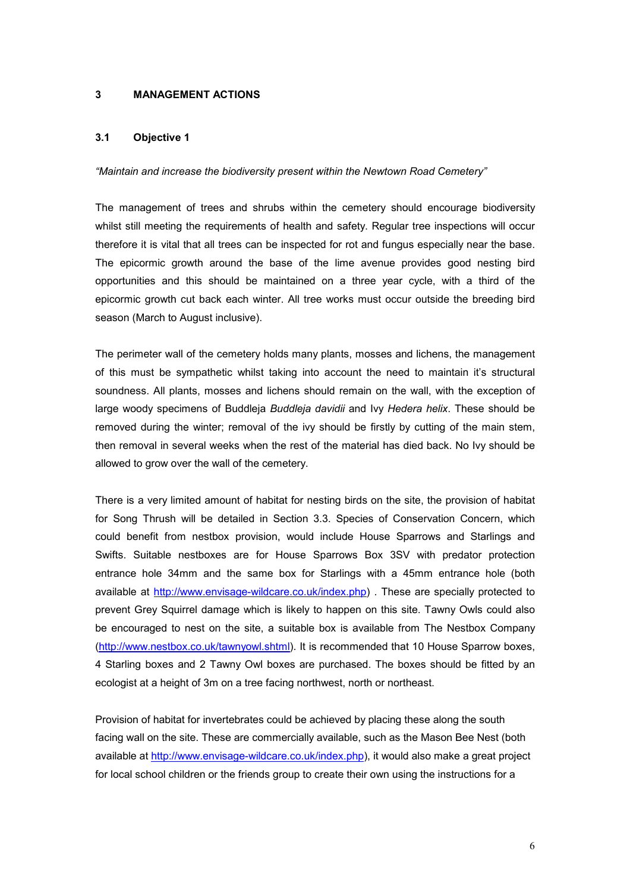# 3 MANAGEMENT ACTIONS

## 3.1 Objective 1

*"Maintain and increase the biodiversity present within the Newtown Road Cemetery"*

The management of trees and shrubs within the cemetery should encourage biodiversity whilst still meeting the requirements of health and safety. Regular tree inspections will occur therefore it is vital that all trees can be inspected for rot and fungus especially near the base. The epicormic growth around the base of the lime avenue provides good nesting bird opportunities and this should be maintained on a three year cycle, with a third of the epicormic growth cut back each winter. All tree works must occur outside the breeding bird season (March to August inclusive).

The perimeter wall of the cemetery holds many plants, mosses and lichens, the management of this must be sympathetic whilst taking into account the need to maintain it's structural soundness. All plants, mosses and lichens should remain on the wall, with the exception of large woody specimens of Buddleja *Buddleja davidii* and Ivy *Hedera helix*. These should be removed during the winter; removal of the ivy should be firstly by cutting of the main stem, then removal in several weeks when the rest of the material has died back. No Ivy should be allowed to grow over the wall of the cemetery.

There is a very limited amount of habitat for nesting birds on the site, the provision of habitat for Song Thrush will be detailed in Section 3.3. Species of Conservation Concern, which could benefit from nestbox provision, would include House Sparrows and Starlings and Swifts. Suitable nestboxes are for House Sparrows Box 3SV with predator protection entrance hole 34mm and the same box for Starlings with a 45mm entrance hole (both available at http://www.envisage-wildcare.co.uk/index.php) . These are specially protected to prevent Grey Squirrel damage which is likely to happen on this site. Tawny Owls could also be encouraged to nest on the site, a suitable box is available from The Nestbox Company (http://www.nestbox.co.uk/tawnyowl.shtml). It is recommended that 10 House Sparrow boxes, 4 Starling boxes and 2 Tawny Owl boxes are purchased. The boxes should be fitted by an ecologist at a height of 3m on a tree facing northwest, north or northeast.

Provision of habitat for invertebrates could be achieved by placing these along the south facing wall on the site. These are commercially available, such as the Mason Bee Nest (both available at http://www.envisage-wildcare.co.uk/index.php), it would also make a great project for local school children or the friends group to create their own using the instructions for a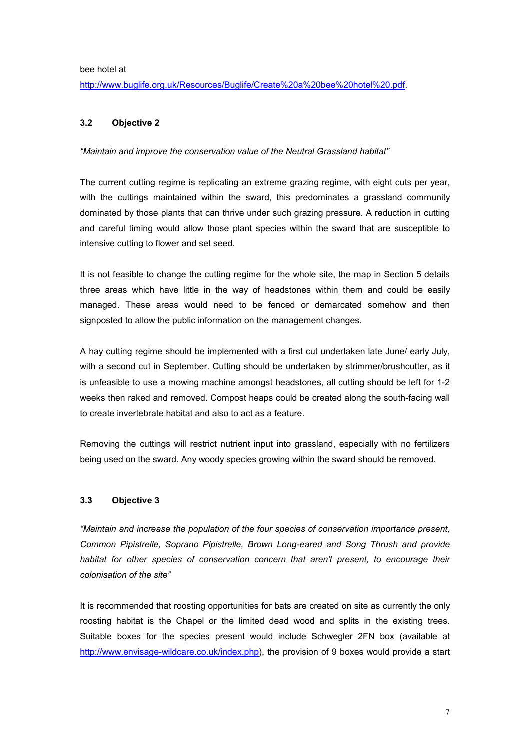bee hotel at
http://www.buglife.org.uk/Resources/Buglife/Create%20a%20bee%20hotel%20.pdf.

### 3.2 Objective 2

*"Maintain and improve the conservation value of the Neutral Grassland habitat"*

The current cutting regime is replicating an extreme grazing regime, with eight cuts per year, with the cuttings maintained within the sward, this predominates a grassland community dominated by those plants that can thrive under such grazing pressure. A reduction in cutting and careful timing would allow those plant species within the sward that are susceptible to intensive cutting to flower and set seed.

It is not feasible to change the cutting regime for the whole site, the map in Section 5 details three areas which have little in the way of headstones within them and could be easily managed. These areas would need to be fenced or demarcated somehow and then signposted to allow the public information on the management changes.

A hay cutting regime should be implemented with a first cut undertaken late June/ early July, with a second cut in September. Cutting should be undertaken by strimmer/brushcutter, as it is unfeasible to use a mowing machine amongst headstones, all cutting should be left for 1-2 weeks then raked and removed. Compost heaps could be created along the south-facing wall to create invertebrate habitat and also to act as a feature.

Removing the cuttings will restrict nutrient input into grassland, especially with no fertilizers being used on the sward. Any woody species growing within the sward should be removed.

### 3.3 Objective 3

*"Maintain and increase the population of the four species of conservation importance present, Common Pipistrelle, Soprano Pipistrelle, Brown Long-eared and Song Thrush and provide habitat for other species of conservation concern that aren't present, to encourage their colonisation of the site"*

It is recommended that roosting opportunities for bats are created on site as currently the only roosting habitat is the Chapel or the limited dead wood and splits in the existing trees. Suitable boxes for the species present would include Schwegler 2FN box (available at http://www.envisage-wildcare.co.uk/index.php), the provision of 9 boxes would provide a start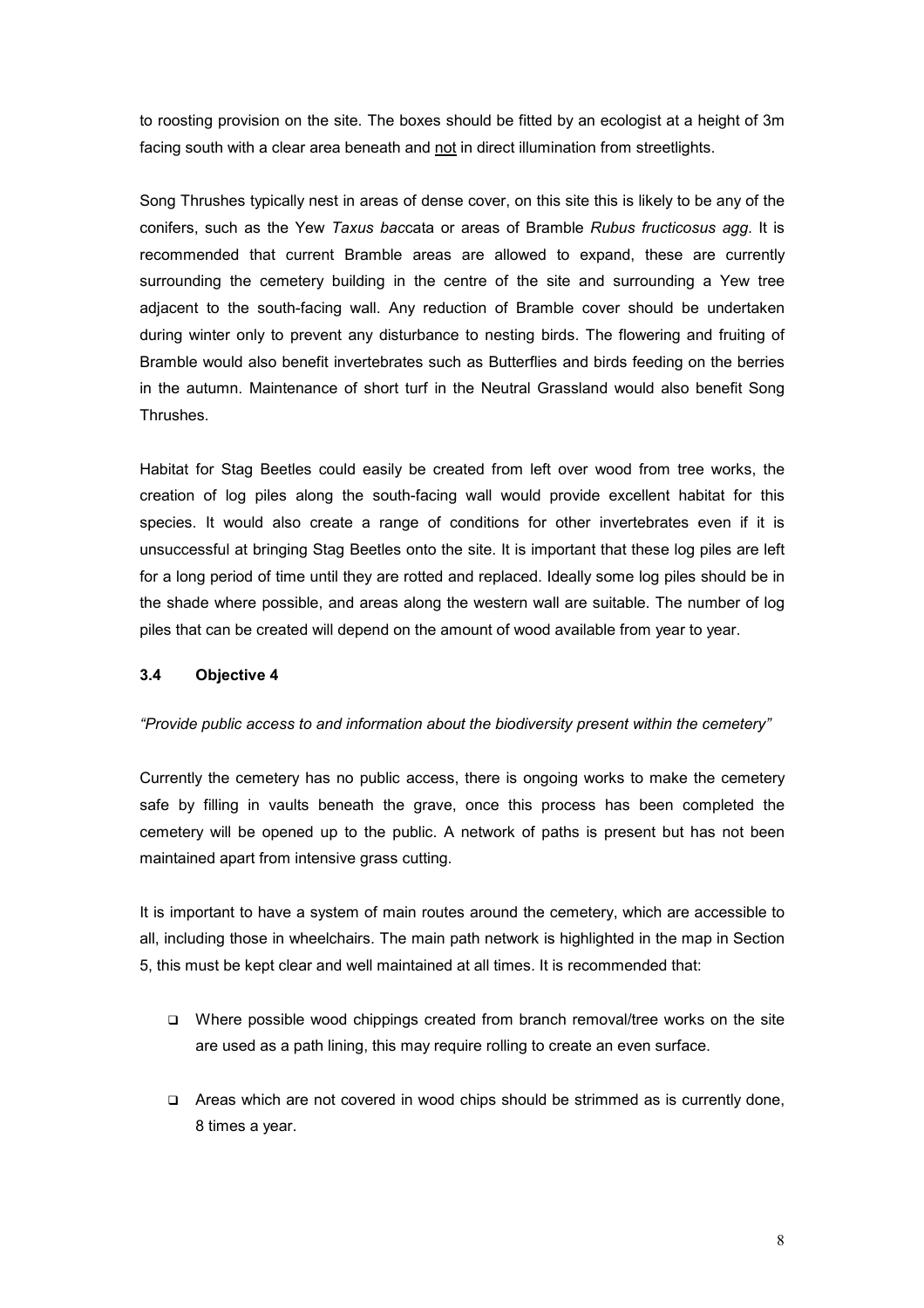to roosting provision on the site. The boxes should be fitted by an ecologist at a height of 3m facing south with a clear area beneath and not in direct illumination from streetlights.

Song Thrushes typically nest in areas of dense cover, on this site this is likely to be any of the conifers, such as the Yew *Taxus bac*cata or areas of Bramble *Rubus fructicosus agg*. It is recommended that current Bramble areas are allowed to expand, these are currently surrounding the cemetery building in the centre of the site and surrounding a Yew tree adjacent to the south-facing wall. Any reduction of Bramble cover should be undertaken during winter only to prevent any disturbance to nesting birds. The flowering and fruiting of Bramble would also benefit invertebrates such as Butterflies and birds feeding on the berries in the autumn. Maintenance of short turf in the Neutral Grassland would also benefit Song Thrushes.

Habitat for Stag Beetles could easily be created from left over wood from tree works, the creation of log piles along the south-facing wall would provide excellent habitat for this species. It would also create a range of conditions for other invertebrates even if it is unsuccessful at bringing Stag Beetles onto the site. It is important that these log piles are left for a long period of time until they are rotted and replaced. Ideally some log piles should be in the shade where possible, and areas along the western wall are suitable. The number of log piles that can be created will depend on the amount of wood available from year to year.

### 3.4 Objective 4

*"Provide public access to and information about the biodiversity present within the cemetery"*

Currently the cemetery has no public access, there is ongoing works to make the cemetery safe by filling in vaults beneath the grave, once this process has been completed the cemetery will be opened up to the public. A network of paths is present but has not been maintained apart from intensive grass cutting.

It is important to have a system of main routes around the cemetery, which are accessible to all, including those in wheelchairs. The main path network is highlighted in the map in Section 5, this must be kept clear and well maintained at all times. It is recommended that:

- Where possible wood chippings created from branch removal/tree works on the site are used as a path lining, this may require rolling to create an even surface.
- Areas which are not covered in wood chips should be strimmed as is currently done, 8 times a year.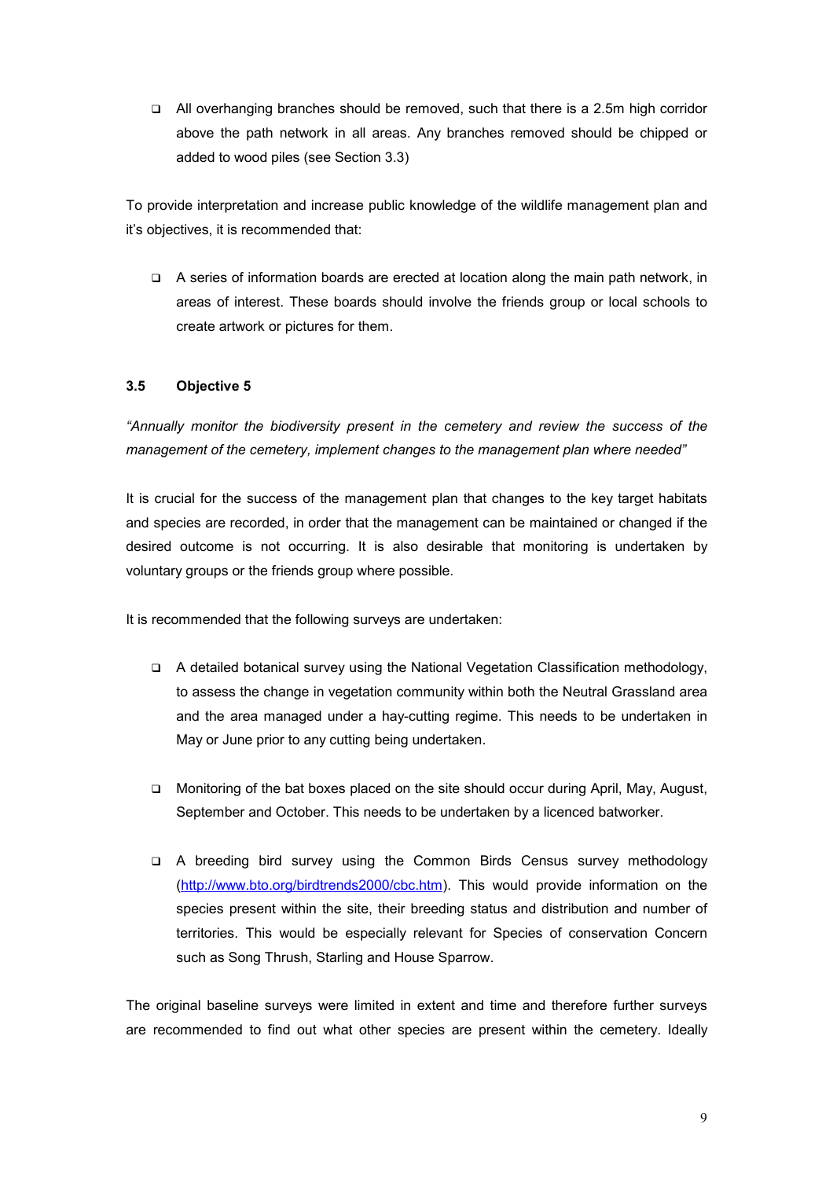- All overhanging branches should be removed, such that there is a 2.5m high corridor above the path network in all areas. Any branches removed should be chipped or added to wood piles (see Section 3.3)

To provide interpretation and increase public knowledge of the wildlife management plan and it's objectives, it is recommended that:

- A series of information boards are erected at location along the main path network, in areas of interest. These boards should involve the friends group or local schools to create artwork or pictures for them.

### 3.5 Objective 5

*"Annually monitor the biodiversity present in the cemetery and review the success of the management of the cemetery, implement changes to the management plan where needed"*

It is crucial for the success of the management plan that changes to the key target habitats and species are recorded, in order that the management can be maintained or changed if the desired outcome is not occurring. It is also desirable that monitoring is undertaken by voluntary groups or the friends group where possible.

It is recommended that the following surveys are undertaken:

- A detailed botanical survey using the National Vegetation Classification methodology, to assess the change in vegetation community within both the Neutral Grassland area and the area managed under a hay-cutting regime. This needs to be undertaken in May or June prior to any cutting being undertaken.

- Monitoring of the bat boxes placed on the site should occur during April, May, August, September and October. This needs to be undertaken by a licenced batworker.

- A breeding bird survey using the Common Birds Census survey methodology (http://www.bto.org/birdtrends2000/cbc.htm). This would provide information on the species present within the site, their breeding status and distribution and number of territories. This would be especially relevant for Species of conservation Concern such as Song Thrush, Starling and House Sparrow.

The original baseline surveys were limited in extent and time and therefore further surveys are recommended to find out what other species are present within the cemetery. Ideally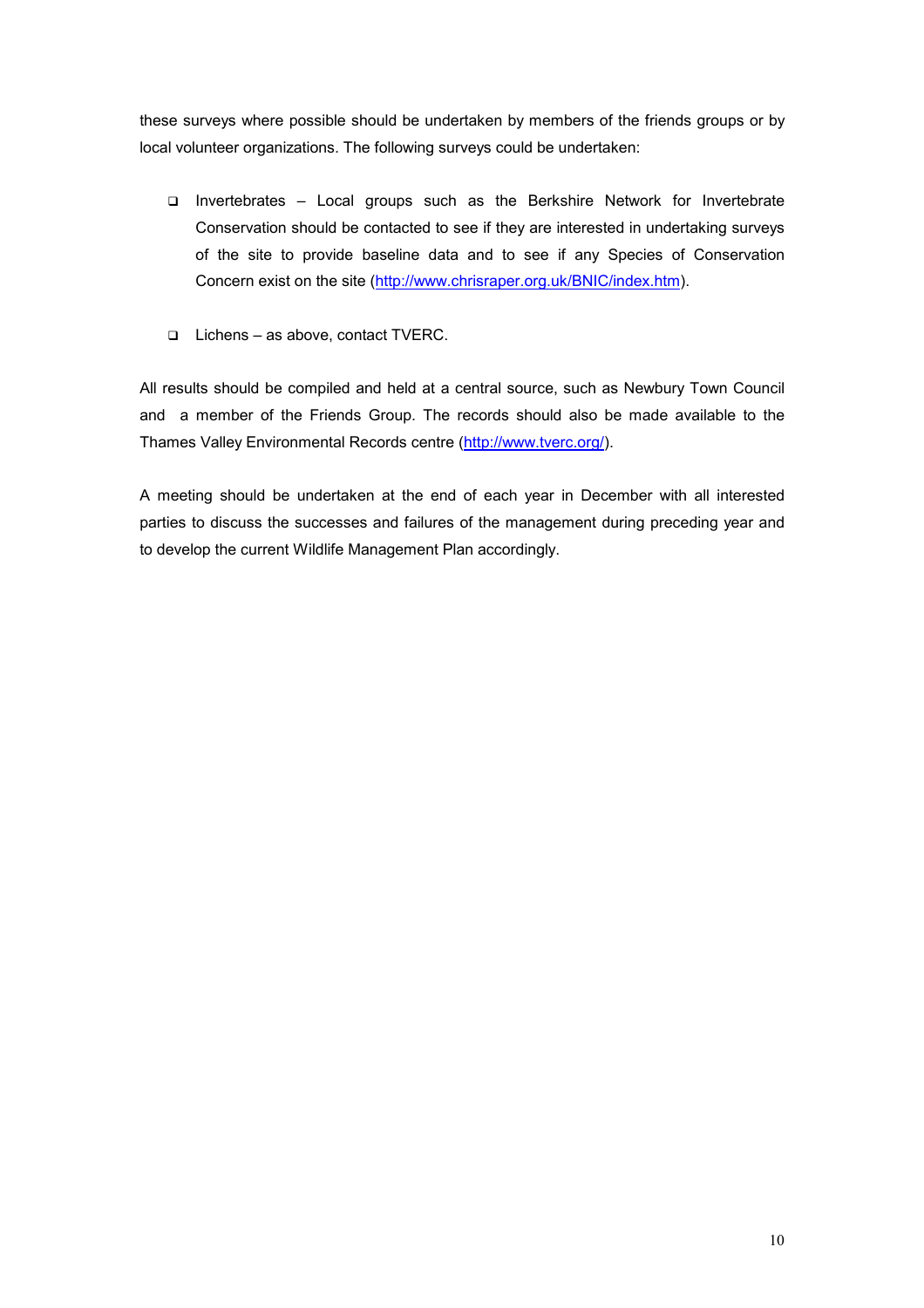these surveys where possible should be undertaken by members of the friends groups or by local volunteer organizations. The following surveys could be undertaken:

- Invertebrates – Local groups such as the Berkshire Network for Invertebrate Conservation should be contacted to see if they are interested in undertaking surveys of the site to provide baseline data and to see if any Species of Conservation Concern exist on the site (http://www.chrisraper.org.uk/BNIC/index.htm).

- Lichens – as above, contact TVERC.

All results should be compiled and held at a central source, such as Newbury Town Council and a member of the Friends Group. The records should also be made available to the Thames Valley Environmental Records centre (http://www.tverc.org/).

A meeting should be undertaken at the end of each year in December with all interested parties to discuss the successes and failures of the management during preceding year and to develop the current Wildlife Management Plan accordingly.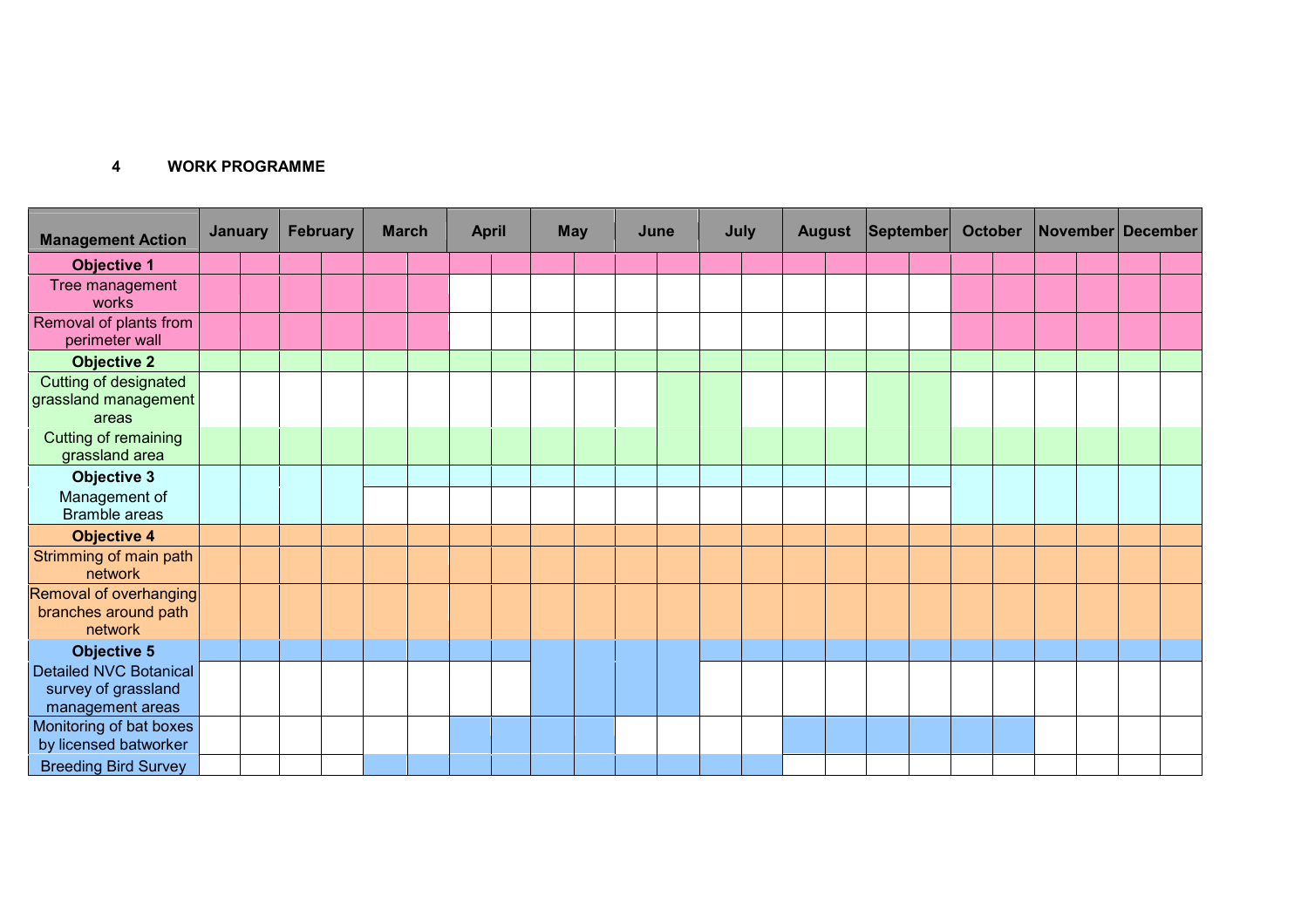## 4 WORK PROGRAMME

Shaded periods in the original chart are marked with X. Each month is split into two half-month columns.

| Management Action | January | | February | | March | | April | | May | | June | | July | | August | | September | | October | | November | | December | |
|---|---|---|---|---|---|---|---|---|---|---|---|---|---|---|---|---|---|---|---|---|---|---|---|---|
| **Objective 1** | | | | | | | | | | | | | | | | | | | | | | | | |
| Tree management works | X | X | X | X | X | X | | | | | | | | | | | | | X | X | X | X | X | X |
| Removal of plants from perimeter wall | X | X | X | X | X | X | | | | | | | | | | | | | X | X | X | X | X | X |
| **Objective 2** | | | | | | | | | | | | | | | | | | | | | | | | |
| Cutting of designated grassland management areas | | | | | | | | | | | | X | X | | | | X | X | | | | | | |
| Cutting of remaining grassland area | X | X | X | X | X | X | X | X | X | X | X | X | X | X | X | X | X | X | X | X | X | X | X | X |
| **Objective 3** | | | | | | | | | | | | | | | | | | | | | | | | |
| Management of Bramble areas | X | X | X | X | | | | | | | | | | | | | | | X | X | X | X | X | X |
| **Objective 4** | | | | | | | | | | | | | | | | | | | | | | | | |
| Strimming of main path network | X | X | X | X | X | X | X | X | X | X | X | X | X | X | X | X | X | X | X | X | X | X | X | X |
| Removal of overhanging branches around path network | X | X | X | X | X | X | X | X | X | X | X | X | X | X | X | X | X | X | X | X | X | X | X | X |
| **Objective 5** | | | | | | | | | | | | | | | | | | | | | | | | |
| Detailed NVC Botanical survey of grassland management areas | | | | | | | | | X | X | X | X | | | | | | | | | | | | |
| Monitoring of bat boxes by licensed batworker | | | | | | | X | X | X | X | | | | | X | X | X | X | X | X | | | | |
| Breeding Bird Survey | | | | | X | X | X | X | X | X | X | X | X | X | | | | | | | | | | |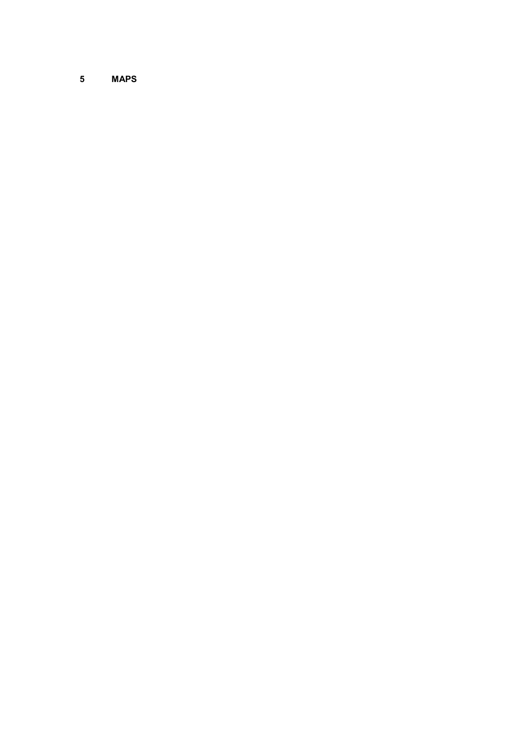## 5 MAPS